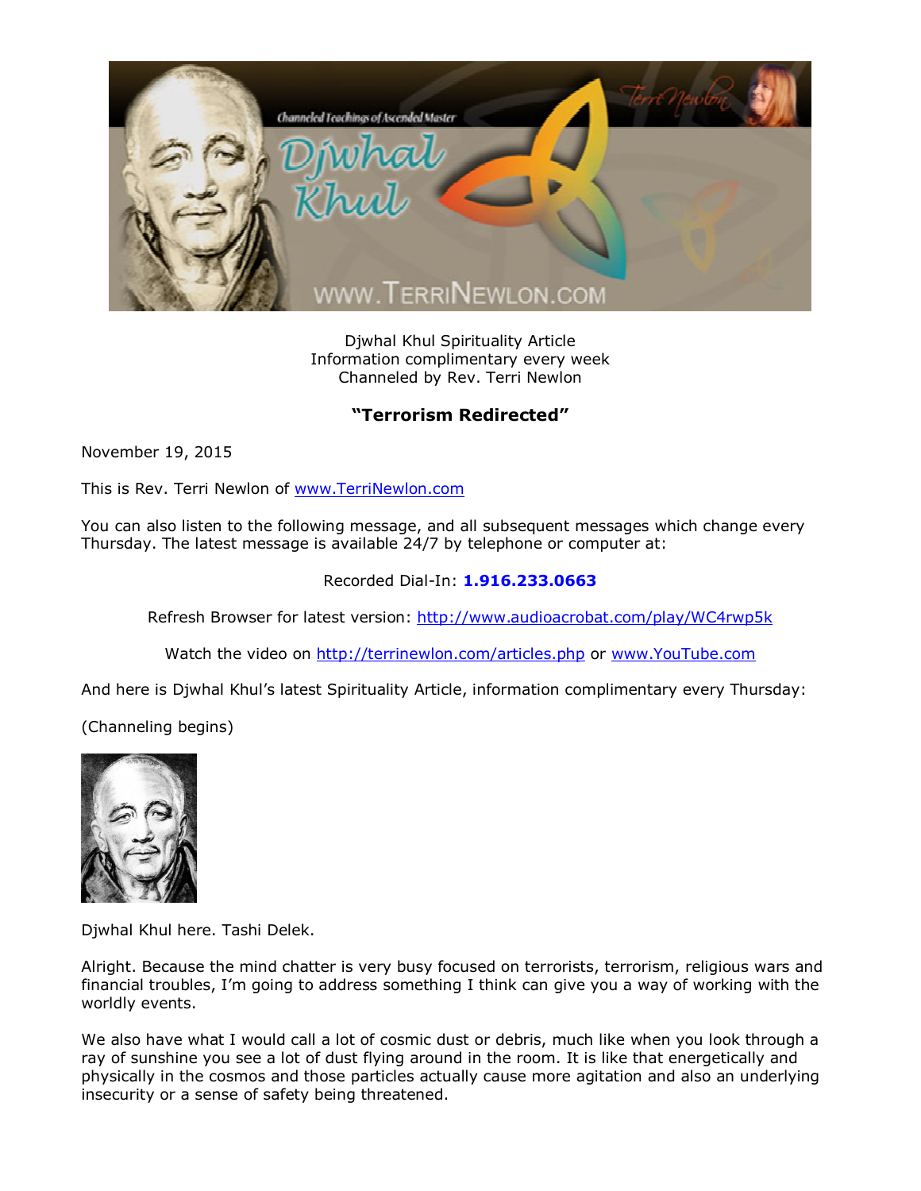Djwhal Khul Spirituality Article
Information complimentary every week
Channeled by Rev. Terri Newlon

## "Terrorism Redirected"

November 19, 2015

This is Rev. Terri Newlon of www.TerriNewlon.com

You can also listen to the following message, and all subsequent messages which change every Thursday. The latest message is available 24/7 by telephone or computer at:

Recorded Dial-In: **1.916.233.0663**

Refresh Browser for latest version: http://www.audioacrobat.com/play/WC4rwp5k

Watch the video on http://terrinewlon.com/articles.php or www.YouTube.com

And here is Djwhal Khul's latest Spirituality Article, information complimentary every Thursday:

(Channeling begins)

Djwhal Khul here. Tashi Delek.

Alright. Because the mind chatter is very busy focused on terrorists, terrorism, religious wars and financial troubles, I'm going to address something I think can give you a way of working with the worldly events.

We also have what I would call a lot of cosmic dust or debris, much like when you look through a ray of sunshine you see a lot of dust flying around in the room. It is like that energetically and physically in the cosmos and those particles actually cause more agitation and also an underlying insecurity or a sense of safety being threatened.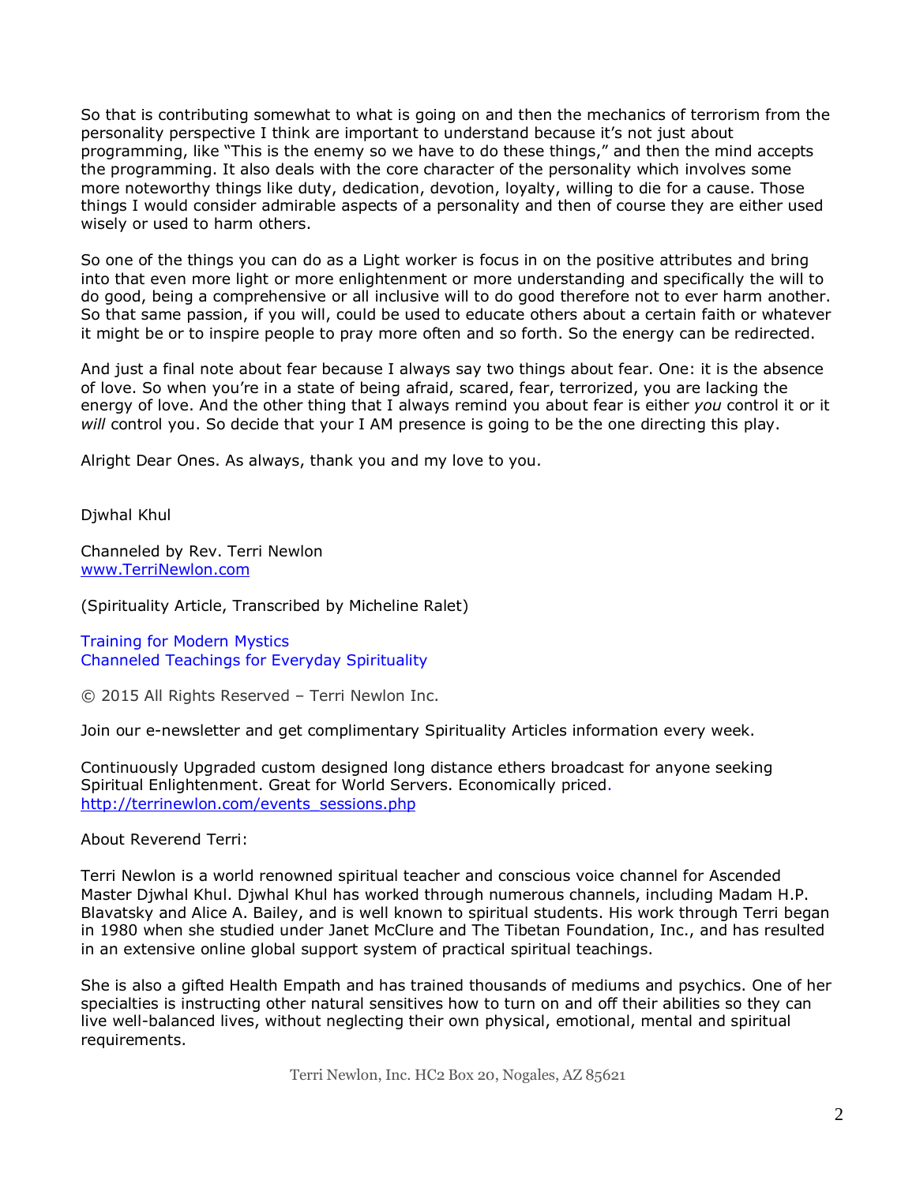So that is contributing somewhat to what is going on and then the mechanics of terrorism from the personality perspective I think are important to understand because it's not just about programming, like "This is the enemy so we have to do these things," and then the mind accepts the programming. It also deals with the core character of the personality which involves some more noteworthy things like duty, dedication, devotion, loyalty, willing to die for a cause. Those things I would consider admirable aspects of a personality and then of course they are either used wisely or used to harm others.

So one of the things you can do as a Light worker is focus in on the positive attributes and bring into that even more light or more enlightenment or more understanding and specifically the will to do good, being a comprehensive or all inclusive will to do good therefore not to ever harm another. So that same passion, if you will, could be used to educate others about a certain faith or whatever it might be or to inspire people to pray more often and so forth. So the energy can be redirected.

And just a final note about fear because I always say two things about fear. One: it is the absence of love. So when you're in a state of being afraid, scared, fear, terrorized, you are lacking the energy of love. And the other thing that I always remind you about fear is either *you* control it or it *will* control you. So decide that your I AM presence is going to be the one directing this play.

Alright Dear Ones. As always, thank you and my love to you.

Djwhal Khul

Channeled by Rev. Terri Newlon
[www.TerriNewlon.com](www.TerriNewlon.com)

(Spirituality Article, Transcribed by Micheline Ralet)

Training for Modern Mystics
Channeled Teachings for Everyday Spirituality

© 2015 All Rights Reserved – Terri Newlon Inc.

Join our e-newsletter and get complimentary Spirituality Articles information every week.

Continuously Upgraded custom designed long distance ethers broadcast for anyone seeking Spiritual Enlightenment. Great for World Servers. Economically priced.
[http://terrinewlon.com/events_sessions.php](http://terrinewlon.com/events_sessions.php)

About Reverend Terri:

Terri Newlon is a world renowned spiritual teacher and conscious voice channel for Ascended Master Djwhal Khul. Djwhal Khul has worked through numerous channels, including Madam H.P. Blavatsky and Alice A. Bailey, and is well known to spiritual students. His work through Terri began in 1980 when she studied under Janet McClure and The Tibetan Foundation, Inc., and has resulted in an extensive online global support system of practical spiritual teachings.

She is also a gifted Health Empath and has trained thousands of mediums and psychics. One of her specialties is instructing other natural sensitives how to turn on and off their abilities so they can live well-balanced lives, without neglecting their own physical, emotional, mental and spiritual requirements.